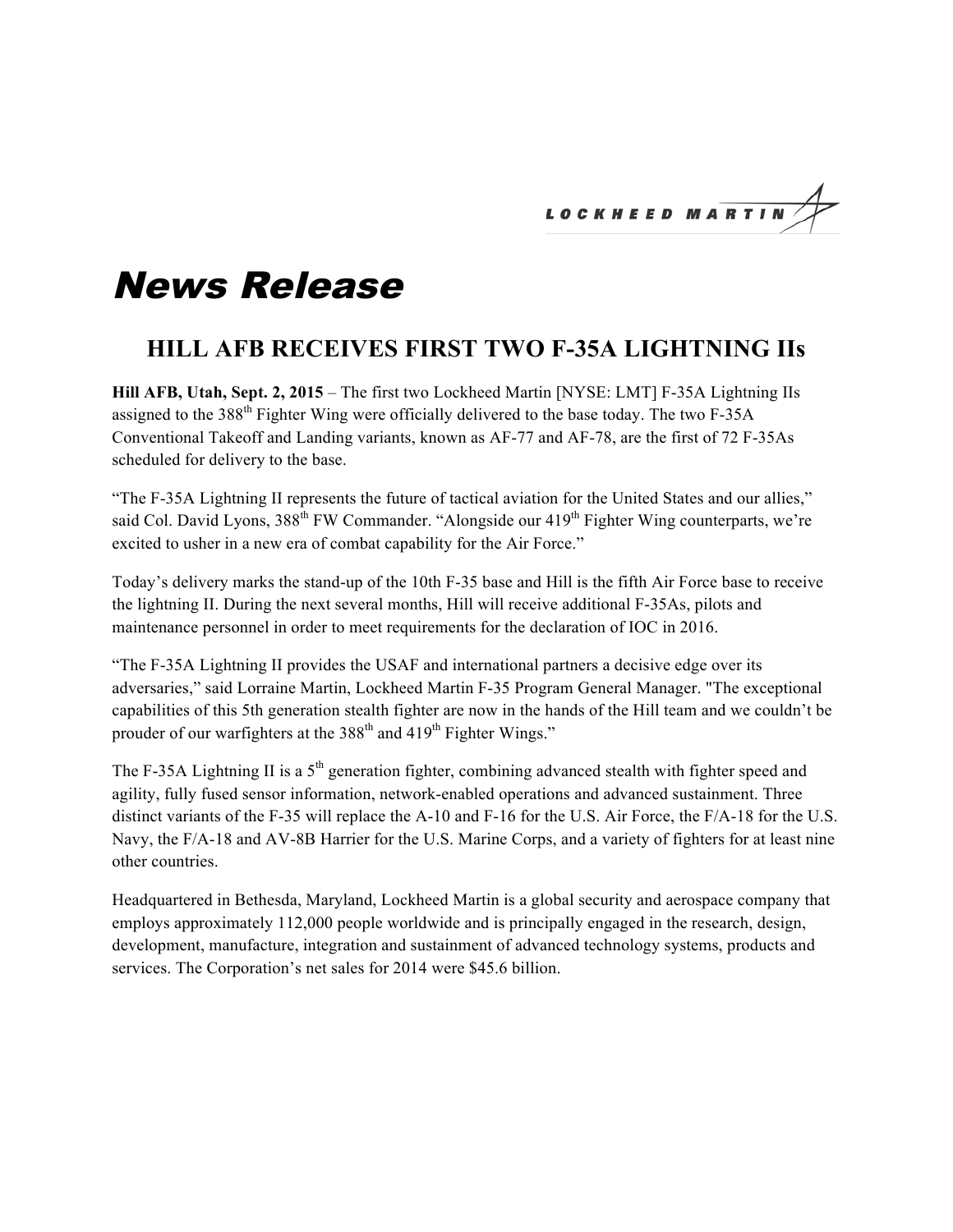LOCKHEED MARTIN

# News Release

## HILL AFB RECEIVES FIRST TWO F-35A LIGHTNING IIs

**Hill AFB, Utah, Sept. 2, 2015** – The first two Lockheed Martin [NYSE: LMT] F-35A Lightning IIs assigned to the 388th Fighter Wing were officially delivered to the base today. The two F-35A Conventional Takeoff and Landing variants, known as AF-77 and AF-78, are the first of 72 F-35As scheduled for delivery to the base.

"The F-35A Lightning II represents the future of tactical aviation for the United States and our allies," said Col. David Lyons, 388th FW Commander. "Alongside our 419th Fighter Wing counterparts, we're excited to usher in a new era of combat capability for the Air Force."

Today's delivery marks the stand-up of the 10th F-35 base and Hill is the fifth Air Force base to receive the lightning II. During the next several months, Hill will receive additional F-35As, pilots and maintenance personnel in order to meet requirements for the declaration of IOC in 2016.

"The F-35A Lightning II provides the USAF and international partners a decisive edge over its adversaries," said Lorraine Martin, Lockheed Martin F-35 Program General Manager. "The exceptional capabilities of this 5th generation stealth fighter are now in the hands of the Hill team and we couldn't be prouder of our warfighters at the 388th and 419th Fighter Wings."

The F-35A Lightning II is a 5th generation fighter, combining advanced stealth with fighter speed and agility, fully fused sensor information, network-enabled operations and advanced sustainment. Three distinct variants of the F-35 will replace the A-10 and F-16 for the U.S. Air Force, the F/A-18 for the U.S. Navy, the F/A-18 and AV-8B Harrier for the U.S. Marine Corps, and a variety of fighters for at least nine other countries.

Headquartered in Bethesda, Maryland, Lockheed Martin is a global security and aerospace company that employs approximately 112,000 people worldwide and is principally engaged in the research, design, development, manufacture, integration and sustainment of advanced technology systems, products and services. The Corporation's net sales for 2014 were $45.6 billion.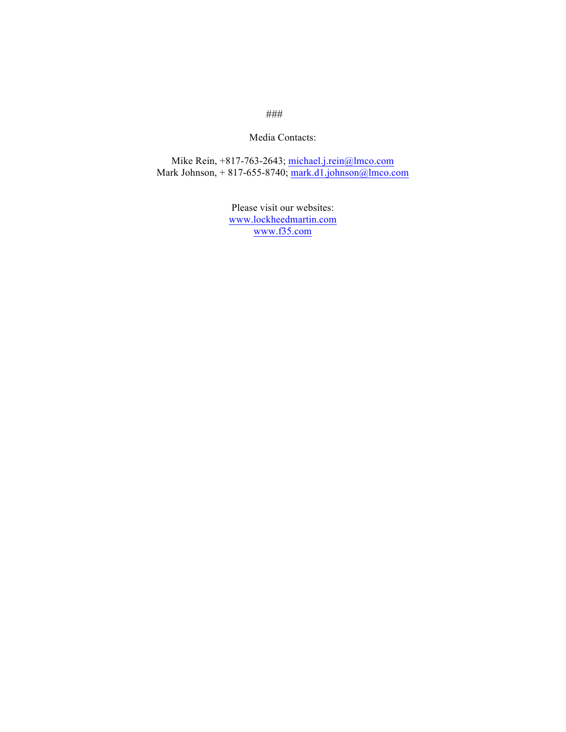###

Media Contacts:

Mike Rein, +817-763-2643; michael.j.rein@lmco.com
Mark Johnson, + 817-655-8740; mark.d1.johnson@lmco.com

Please visit our websites:
www.lockheedmartin.com
www.f35.com